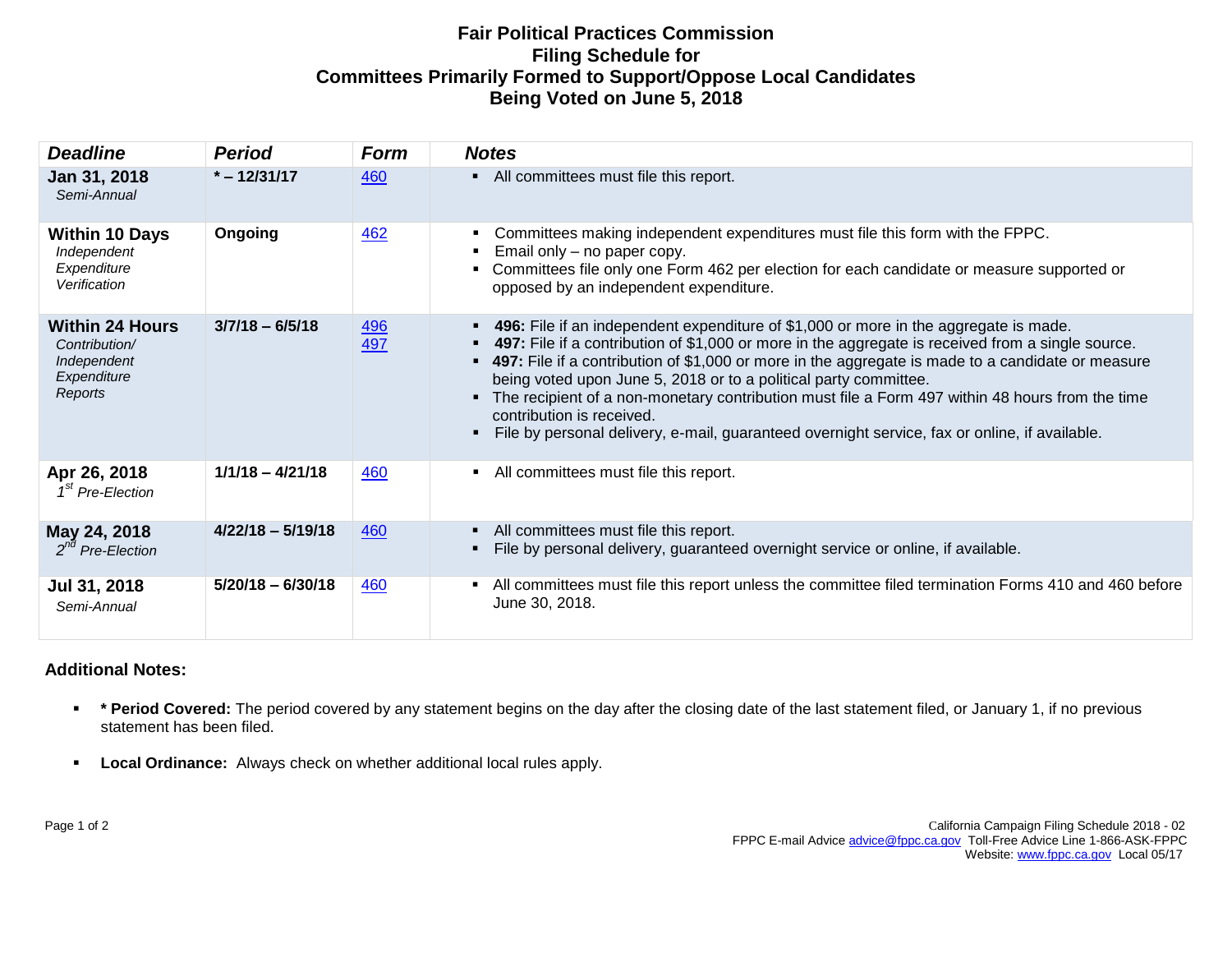# Fair Political Practices Commission
## Filing Schedule for
## Committees Primarily Formed to Support/Oppose Local Candidates
## Being Voted on June 5, 2018

| *Deadline* | *Period* | *Form* | *Notes* |
|---|---|---|---|
| **Jan 31, 2018**<br>*Semi-Annual* | **\* – 12/31/17** | 460 | ▪ All committees must file this report. |
| **Within 10 Days**<br>*Independent Expenditure Verification* | **Ongoing** | 462 | ▪ Committees making independent expenditures must file this form with the FPPC.<br>▪ Email only – no paper copy.<br>▪ Committees file only one Form 462 per election for each candidate or measure supported or opposed by an independent expenditure. |
| **Within 24 Hours**<br>*Contribution/ Independent Expenditure Reports* | **3/7/18 – 6/5/18** | 496<br>497 | ▪ **496:** File if an independent expenditure of $1,000 or more in the aggregate is made.<br>▪ **497:** File if a contribution of $1,000 or more in the aggregate is received from a single source.<br>▪ **497:** File if a contribution of $1,000 or more in the aggregate is made to a candidate or measure being voted upon June 5, 2018 or to a political party committee.<br>▪ The recipient of a non-monetary contribution must file a Form 497 within 48 hours from the time contribution is received.<br>▪ File by personal delivery, e-mail, guaranteed overnight service, fax or online, if available. |
| **Apr 26, 2018**<br>*1st Pre-Election* | **1/1/18 – 4/21/18** | 460 | ▪ All committees must file this report. |
| **May 24, 2018**<br>*2nd Pre-Election* | **4/22/18 – 5/19/18** | 460 | ▪ All committees must file this report.<br>▪ File by personal delivery, guaranteed overnight service or online, if available. |
| **Jul 31, 2018**<br>*Semi-Annual* | **5/20/18 – 6/30/18** | 460 | ▪ All committees must file this report unless the committee filed termination Forms 410 and 460 before June 30, 2018. |

### Additional Notes:

- **\* Period Covered:** The period covered by any statement begins on the day after the closing date of the last statement filed, or January 1, if no previous statement has been filed.
- **Local Ordinance:** Always check on whether additional local rules apply.

California Campaign Filing Schedule 2018 - 02
FPPC E-mail Advice advice@fppc.ca.gov Toll-Free Advice Line 1-866-ASK-FPPC
Website: www.fppc.ca.gov Local 05/17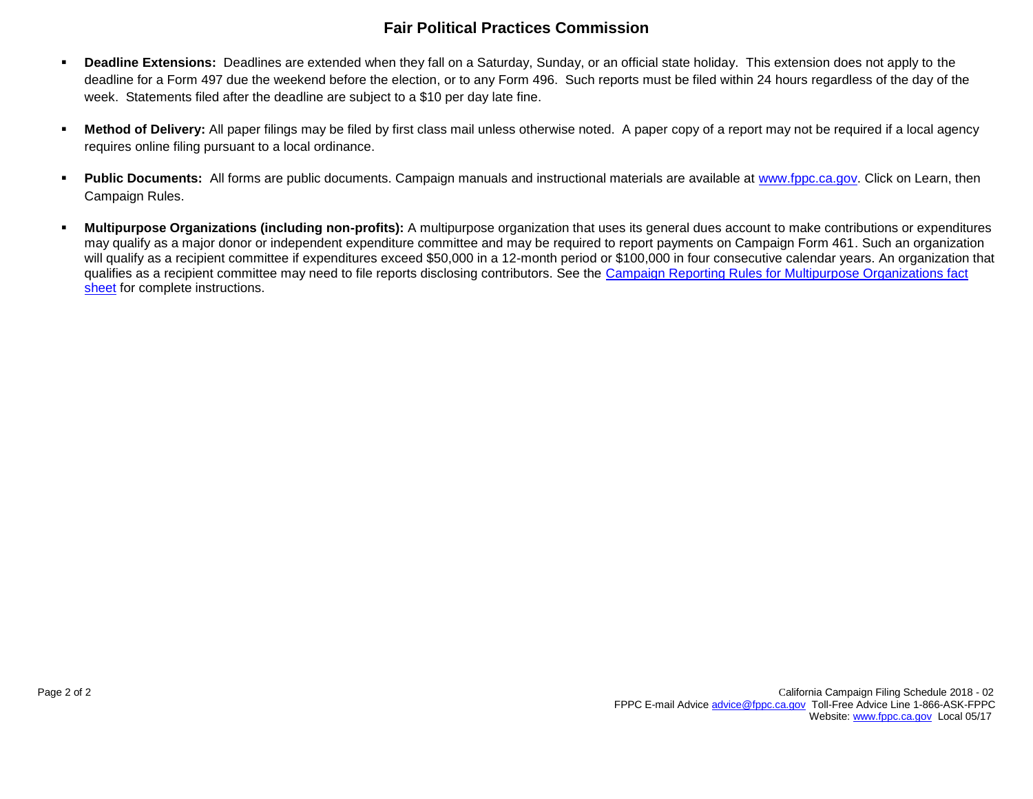## Fair Political Practices Commission

- **Deadline Extensions:** Deadlines are extended when they fall on a Saturday, Sunday, or an official state holiday. This extension does not apply to the deadline for a Form 497 due the weekend before the election, or to any Form 496. Such reports must be filed within 24 hours regardless of the day of the week. Statements filed after the deadline are subject to a $10 per day late fine.

- **Method of Delivery:** All paper filings may be filed by first class mail unless otherwise noted. A paper copy of a report may not be required if a local agency requires online filing pursuant to a local ordinance.

- **Public Documents:** All forms are public documents. Campaign manuals and instructional materials are available at www.fppc.ca.gov. Click on Learn, then Campaign Rules.

- **Multipurpose Organizations (including non-profits):** A multipurpose organization that uses its general dues account to make contributions or expenditures may qualify as a major donor or independent expenditure committee and may be required to report payments on Campaign Form 461. Such an organization will qualify as a recipient committee if expenditures exceed $50,000 in a 12-month period or $100,000 in four consecutive calendar years. An organization that qualifies as a recipient committee may need to file reports disclosing contributors. See the Campaign Reporting Rules for Multipurpose Organizations fact sheet for complete instructions.